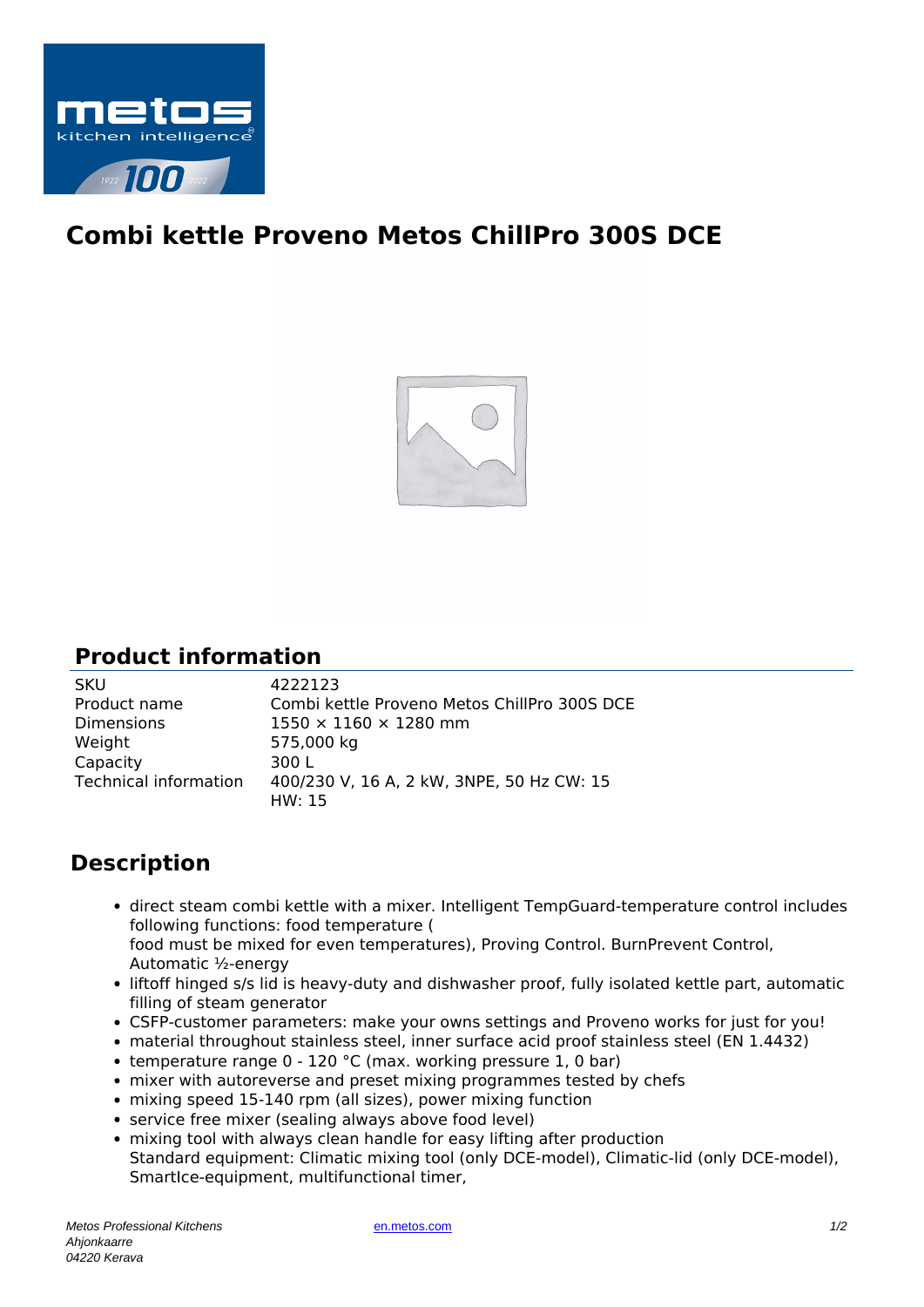# Combi kettle Proveno Metos ChillPro 300S DCE

## Product information

| | |
|---|---|
| SKU | 4222123 |
| Product name | Combi kettle Proveno Metos ChillPro 300S DCE |
| Dimensions | 1550 × 1160 × 1280 mm |
| Weight | 575,000 kg |
| Capacity | 300 L |
| Technical information | 400/230 V, 16 A, 2 kW, 3NPE, 50 Hz CW: 15 HW: 15 |

## Description

- direct steam combi kettle with a mixer. Intelligent TempGuard-temperature control includes following functions: food temperature (
  food must be mixed for even temperatures), Proving Control. BurnPrevent Control, Automatic ½-energy
- liftoff hinged s/s lid is heavy-duty and dishwasher proof, fully isolated kettle part, automatic filling of steam generator
- CSFP-customer parameters: make your owns settings and Proveno works for just for you!
- material throughout stainless steel, inner surface acid proof stainless steel (EN 1.4432)
- temperature range 0 - 120 °C (max. working pressure 1, 0 bar)
- mixer with autoreverse and preset mixing programmes tested by chefs
- mixing speed 15-140 rpm (all sizes), power mixing function
- service free mixer (sealing always above food level)
- mixing tool with always clean handle for easy lifting after production
  Standard equipment: Climatic mixing tool (only DCE-model), Climatic-lid (only DCE-model), SmartIce-equipment, multifunctional timer,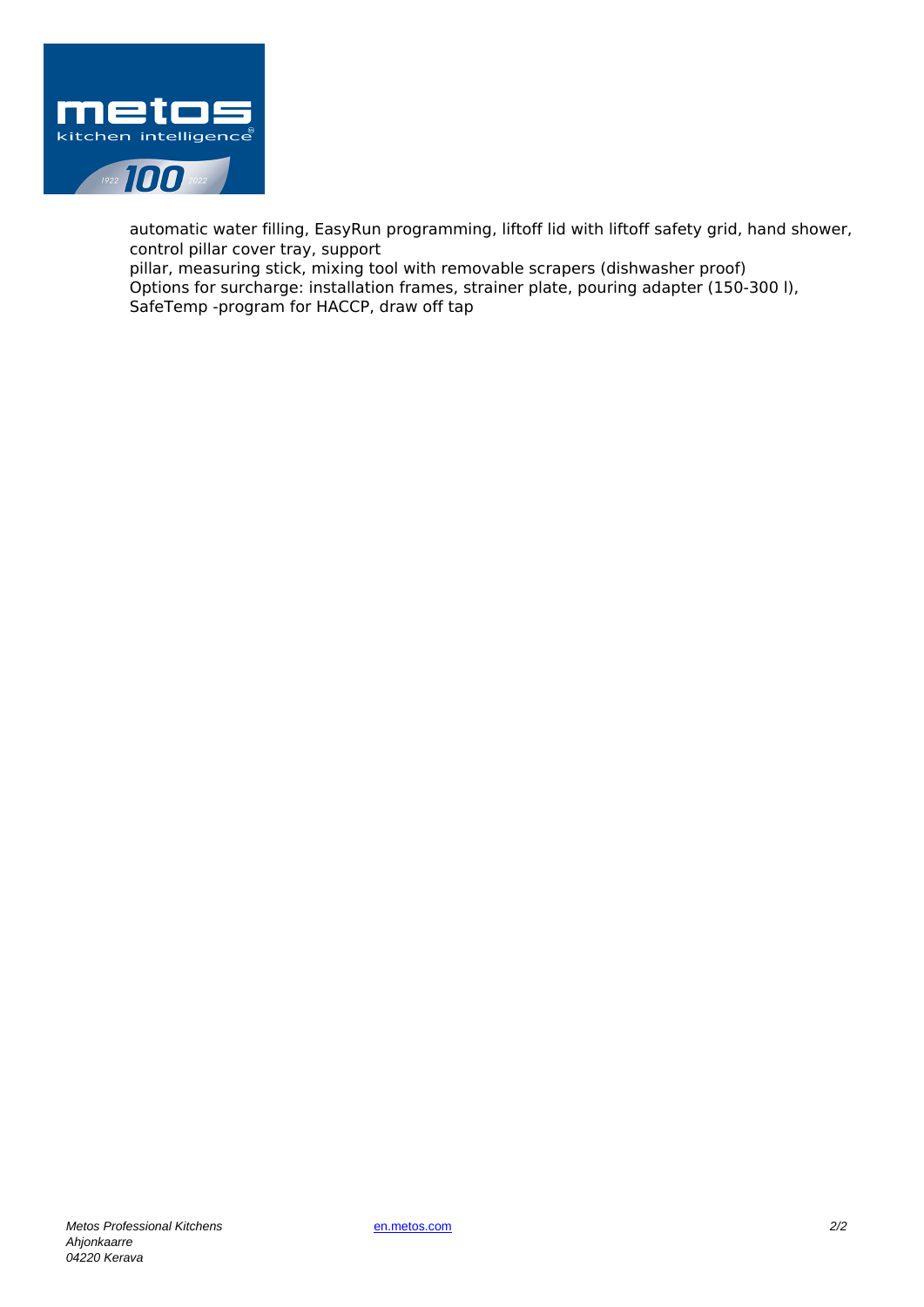automatic water filling, EasyRun programming, liftoff lid with liftoff safety grid, hand shower, control pillar cover tray, support
pillar, measuring stick, mixing tool with removable scrapers (dishwasher proof)
Options for surcharge: installation frames, strainer plate, pouring adapter (150-300 l), SafeTemp -program for HACCP, draw off tap